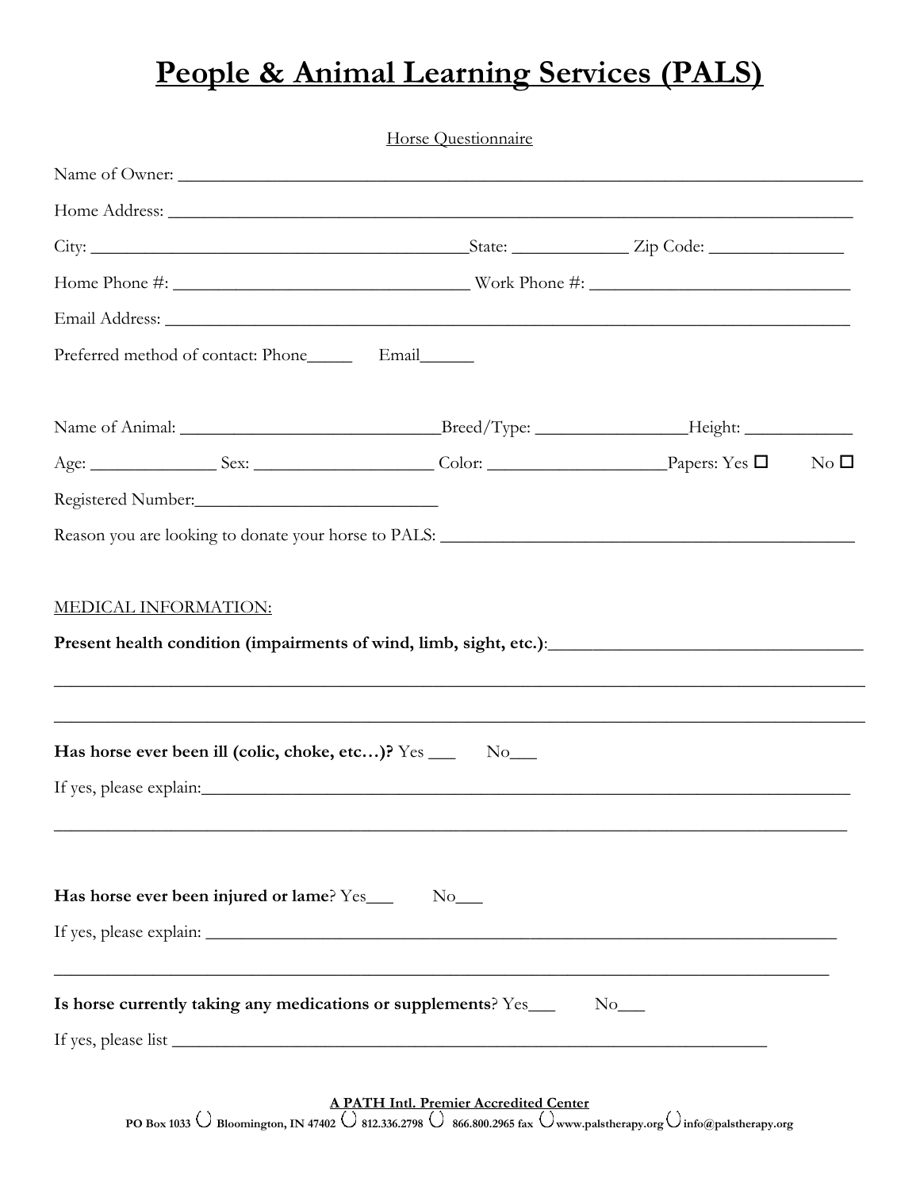# People & Animal Learning Services (PALS)

Horse Questionnaire

Name of Owner: ____________________________________________________________________________

Home Address: ____________________________________________________________________________

City: _________________________________________State: ____________ Zip Code: ______________

Home Phone #: _________________________________ Work Phone #: ____________________________

Email Address: ____________________________________________________________________________

Preferred method of contact: Phone_____ Email______

Name of Animal: _____________________________Breed/Type: ________________Height: ___________

Age: _____________ Sex: ___________________ Color: ___________________Papers: Yes ☐ No ☐

Registered Number:__________________________

Reason you are looking to donate your horse to PALS: ____________________________________________

MEDICAL INFORMATION:

**Present health condition (impairments of wind, limb, sight, etc.)**:__________________________________

_____________________________________________________________________________________

_____________________________________________________________________________________

**Has horse ever been ill (colic, choke, etc…)?** Yes ___ No___

If yes, please explain:_____________________________________________________________________

_____________________________________________________________________________________

**Has horse ever been injured or lame**? Yes___ No___

If yes, please explain: ____________________________________________________________________

_____________________________________________________________________________________

**Is horse currently taking any medications or supplements**? Yes___ No___

If yes, please list _____________________________________________________________________

**A PATH Intl. Premier Accredited Center**

**PO Box 1033 Bloomington, IN 47402 812.336.2798 866.800.2965 fax www.palstherapy.org info@palstherapy.org**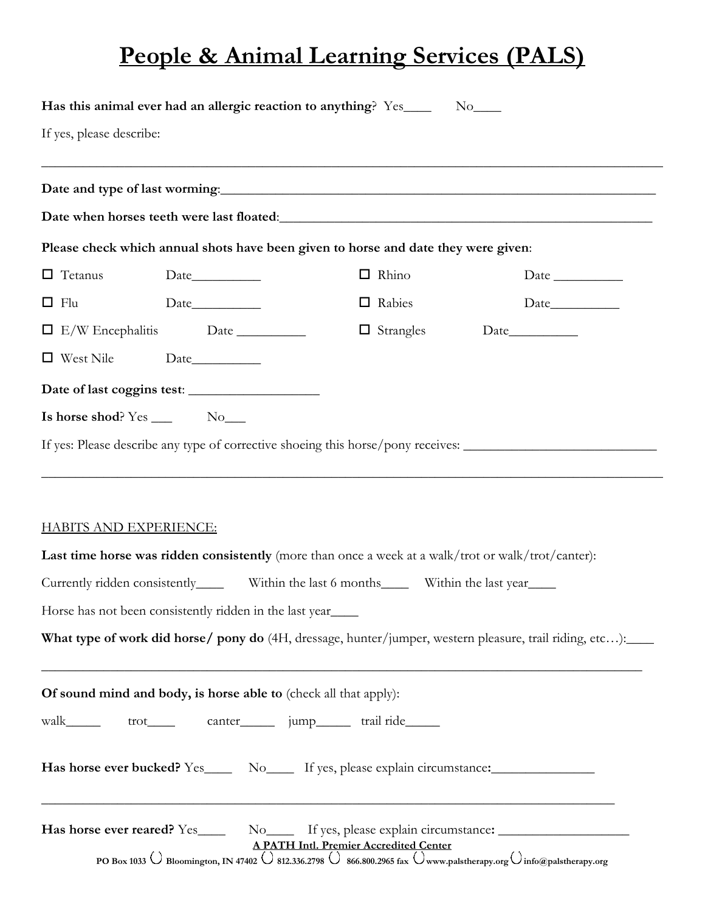# People & Animal Learning Services (PALS)

**Has this animal ever had an allergic reaction to anything**? Yes____ No____

If yes, please describe:

______________________________________________________________________________

**Date and type of last worming**:________________________________________________________

**Date when horses teeth were last floated**:_____________________________________________

**Please check which annual shots have been given to horse and date they were given**:

- ☐ Tetanus Date__________
- ☐ Rhino Date __________
- ☐ Flu Date__________
- ☐ Rabies Date__________
- ☐ E/W Encephalitis Date __________
- ☐ Strangles Date__________
- ☐ West Nile Date__________

**Date of last coggins test**: __________________

**Is horse shod**? Yes ___ No___

If yes: Please describe any type of corrective shoeing this horse/pony receives: ___________________________

______________________________________________________________________________

HABITS AND EXPERIENCE:

**Last time horse was ridden consistently** (more than once a week at a walk/trot or walk/trot/canter):

Currently ridden consistently____ Within the last 6 months____ Within the last year____

Horse has not been consistently ridden in the last year____

**What type of work did horse/ pony do** (4H, dressage, hunter/jumper, western pleasure, trail riding, etc…):____

______________________________________________________________________________

**Of sound mind and body, is horse able to** (check all that apply):

walk_____ trot____ canter_____ jump_____ trail ride_____

**Has horse ever bucked?** Yes____ No____ If yes, please explain circumstance**:**_______________

______________________________________________________________________________

**Has horse ever reared?** Yes____ No____ If yes, please explain circumstance**:** ___________________

**A PATH Intl. Premier Accredited Center**

**PO Box 1033 Bloomington, IN 47402 812.336.2798 866.800.2965 fax www.palstherapy.org info@palstherapy.org**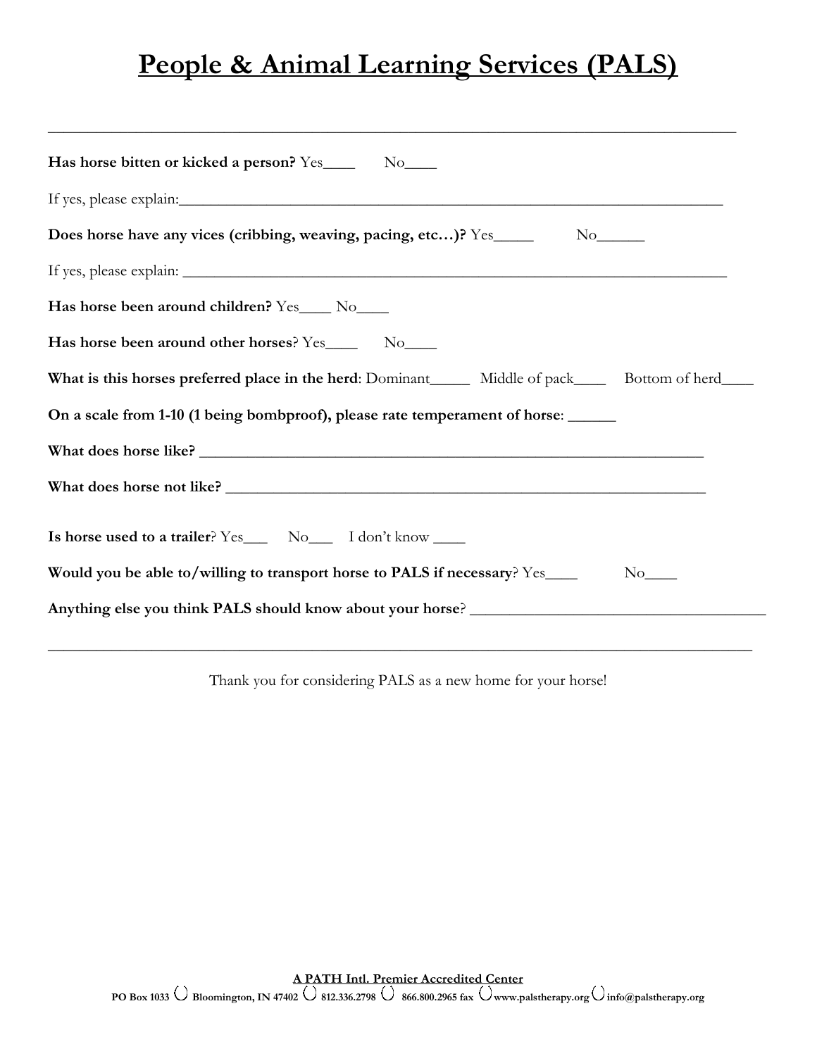# People & Animal Learning Services (PALS)

---

**Has horse bitten or kicked a person?** Yes____ No____

If yes, please explain:___________________________________________________________________

**Does horse have any vices (cribbing, weaving, pacing, etc…)?** Yes_____ No______

If yes, please explain: ___________________________________________________________________

**Has horse been around children?** Yes____ No____

**Has horse been around other horses**? Yes____ No____

**What is this horses preferred place in the herd**: Dominant_____ Middle of pack____ Bottom of herd____

**On a scale from 1-10 (1 being bombproof), please rate temperament of horse**: ______

**What does horse like?** ______________________________________________________________

**What does horse not like?** ___________________________________________________________

**Is horse used to a trailer**? Yes___ No___ I don't know ____

**Would you be able to/willing to transport horse to PALS if necessary**? Yes____ No____

**Anything else you think PALS should know about your horse**? ____________________________________

_____________________________________________________________________________________

Thank you for considering PALS as a new home for your horse!

**A PATH Intl. Premier Accredited Center**

**PO Box 1033 Bloomington, IN 47402 812.336.2798 866.800.2965 fax www.palstherapy.org info@palstherapy.org**